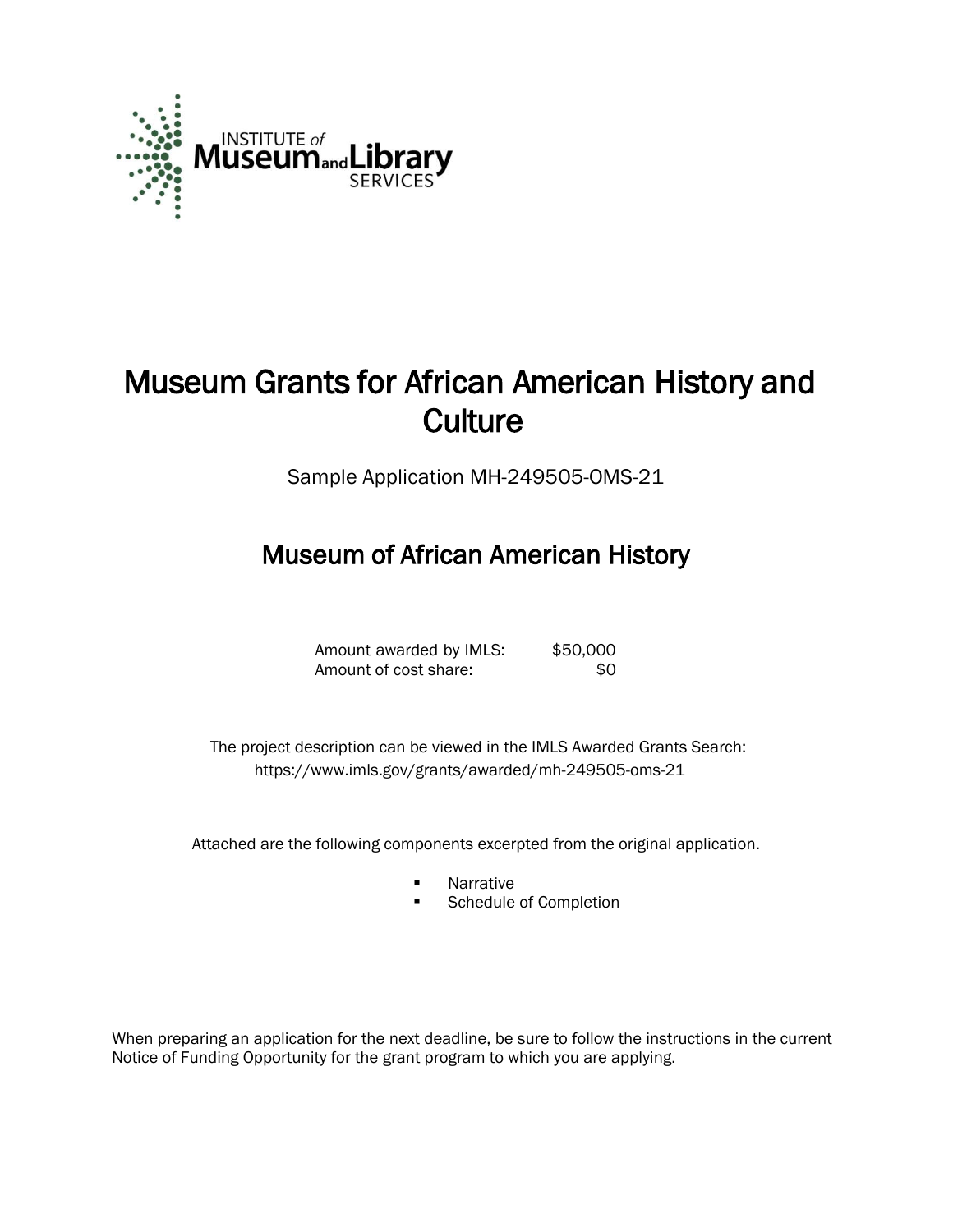INSTITUTE of Museum and Library SERVICES

# Museum Grants for African American History and Culture

Sample Application MH-249505-OMS-21

## Museum of African American History

| | |
|---|---|
| Amount awarded by IMLS: | $50,000 |
| Amount of cost share: | $0 |

The project description can be viewed in the IMLS Awarded Grants Search: https://www.imls.gov/grants/awarded/mh-249505-oms-21

Attached are the following components excerpted from the original application.

- Narrative
- Schedule of Completion

When preparing an application for the next deadline, be sure to follow the instructions in the current Notice of Funding Opportunity for the grant program to which you are applying.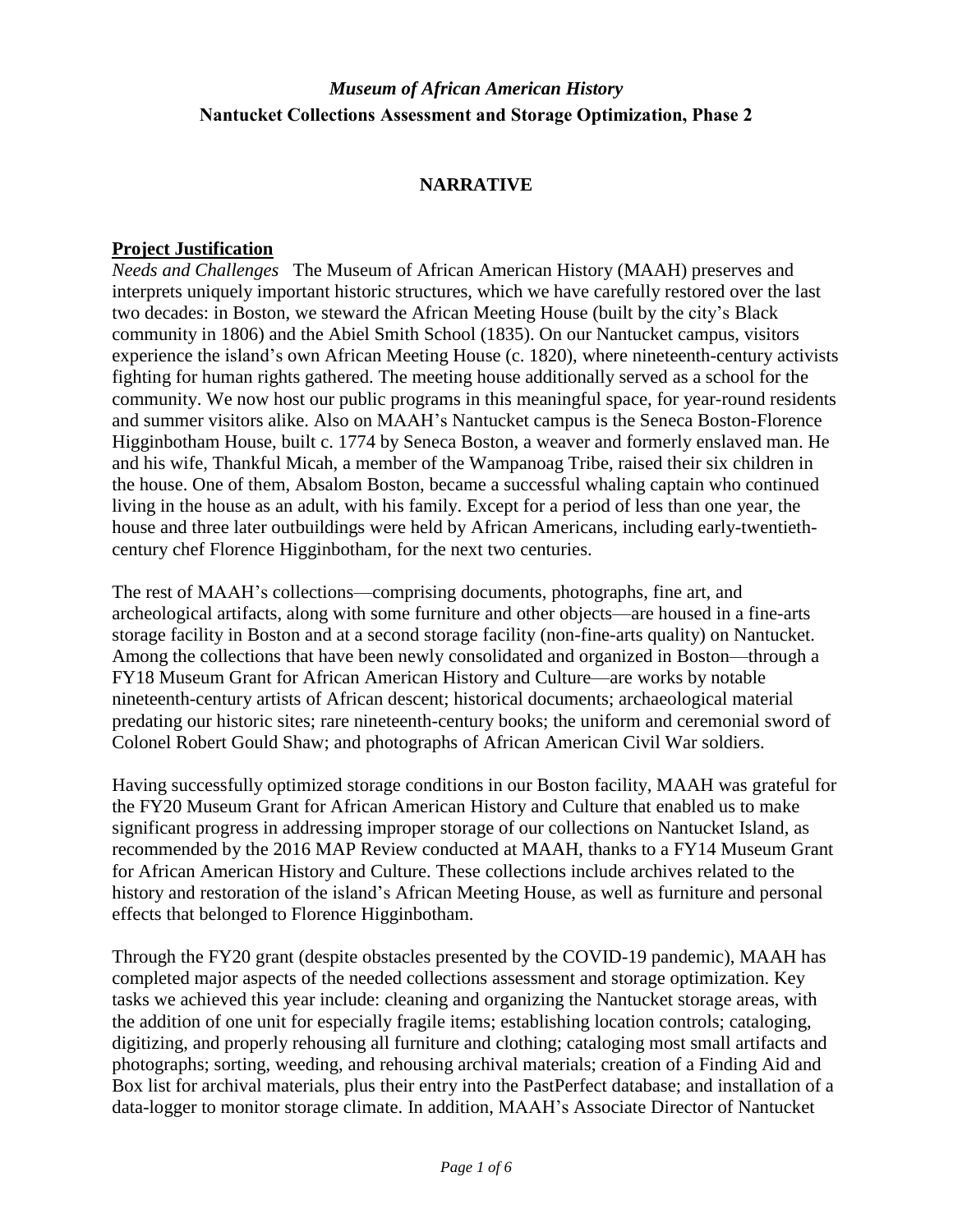# *Museum of African American History*

## Nantucket Collections Assessment and Storage Optimization, Phase 2

### NARRATIVE

**Project Justification**

*Needs and Challenges* The Museum of African American History (MAAH) preserves and interprets uniquely important historic structures, which we have carefully restored over the last two decades: in Boston, we steward the African Meeting House (built by the city's Black community in 1806) and the Abiel Smith School (1835). On our Nantucket campus, visitors experience the island's own African Meeting House (c. 1820), where nineteenth-century activists fighting for human rights gathered. The meeting house additionally served as a school for the community. We now host our public programs in this meaningful space, for year-round residents and summer visitors alike. Also on MAAH's Nantucket campus is the Seneca Boston-Florence Higginbotham House, built c. 1774 by Seneca Boston, a weaver and formerly enslaved man. He and his wife, Thankful Micah, a member of the Wampanoag Tribe, raised their six children in the house. One of them, Absalom Boston, became a successful whaling captain who continued living in the house as an adult, with his family. Except for a period of less than one year, the house and three later outbuildings were held by African Americans, including early-twentieth-century chef Florence Higginbotham, for the next two centuries.

The rest of MAAH's collections—comprising documents, photographs, fine art, and archeological artifacts, along with some furniture and other objects—are housed in a fine-arts storage facility in Boston and at a second storage facility (non-fine-arts quality) on Nantucket. Among the collections that have been newly consolidated and organized in Boston—through a FY18 Museum Grant for African American History and Culture—are works by notable nineteenth-century artists of African descent; historical documents; archaeological material predating our historic sites; rare nineteenth-century books; the uniform and ceremonial sword of Colonel Robert Gould Shaw; and photographs of African American Civil War soldiers.

Having successfully optimized storage conditions in our Boston facility, MAAH was grateful for the FY20 Museum Grant for African American History and Culture that enabled us to make significant progress in addressing improper storage of our collections on Nantucket Island, as recommended by the 2016 MAP Review conducted at MAAH, thanks to a FY14 Museum Grant for African American History and Culture. These collections include archives related to the history and restoration of the island's African Meeting House, as well as furniture and personal effects that belonged to Florence Higginbotham.

Through the FY20 grant (despite obstacles presented by the COVID-19 pandemic), MAAH has completed major aspects of the needed collections assessment and storage optimization. Key tasks we achieved this year include: cleaning and organizing the Nantucket storage areas, with the addition of one unit for especially fragile items; establishing location controls; cataloging, digitizing, and properly rehousing all furniture and clothing; cataloging most small artifacts and photographs; sorting, weeding, and rehousing archival materials; creation of a Finding Aid and Box list for archival materials, plus their entry into the PastPerfect database; and installation of a data-logger to monitor storage climate. In addition, MAAH's Associate Director of Nantucket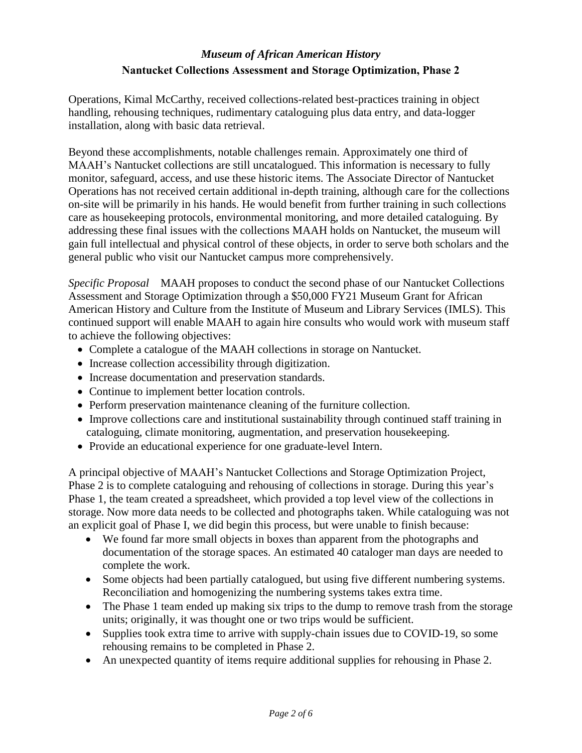Operations, Kimal McCarthy, received collections-related best-practices training in object handling, rehousing techniques, rudimentary cataloguing plus data entry, and data-logger installation, along with basic data retrieval.

Beyond these accomplishments, notable challenges remain. Approximately one third of MAAH's Nantucket collections are still uncatalogued. This information is necessary to fully monitor, safeguard, access, and use these historic items. The Associate Director of Nantucket Operations has not received certain additional in-depth training, although care for the collections on-site will be primarily in his hands. He would benefit from further training in such collections care as housekeeping protocols, environmental monitoring, and more detailed cataloguing. By addressing these final issues with the collections MAAH holds on Nantucket, the museum will gain full intellectual and physical control of these objects, in order to serve both scholars and the general public who visit our Nantucket campus more comprehensively.

*Specific Proposal* MAAH proposes to conduct the second phase of our Nantucket Collections Assessment and Storage Optimization through a $50,000 FY21 Museum Grant for African American History and Culture from the Institute of Museum and Library Services (IMLS). This continued support will enable MAAH to again hire consults who would work with museum staff to achieve the following objectives:

- Complete a catalogue of the MAAH collections in storage on Nantucket.
- Increase collection accessibility through digitization.
- Increase documentation and preservation standards.
- Continue to implement better location controls.
- Perform preservation maintenance cleaning of the furniture collection.
- Improve collections care and institutional sustainability through continued staff training in cataloguing, climate monitoring, augmentation, and preservation housekeeping.
- Provide an educational experience for one graduate-level Intern.

A principal objective of MAAH's Nantucket Collections and Storage Optimization Project, Phase 2 is to complete cataloguing and rehousing of collections in storage. During this year's Phase 1, the team created a spreadsheet, which provided a top level view of the collections in storage. Now more data needs to be collected and photographs taken. While cataloguing was not an explicit goal of Phase I, we did begin this process, but were unable to finish because:

- We found far more small objects in boxes than apparent from the photographs and documentation of the storage spaces. An estimated 40 cataloger man days are needed to complete the work.
- Some objects had been partially catalogued, but using five different numbering systems. Reconciliation and homogenizing the numbering systems takes extra time.
- The Phase 1 team ended up making six trips to the dump to remove trash from the storage units; originally, it was thought one or two trips would be sufficient.
- Supplies took extra time to arrive with supply-chain issues due to COVID-19, so some rehousing remains to be completed in Phase 2.
- An unexpected quantity of items require additional supplies for rehousing in Phase 2.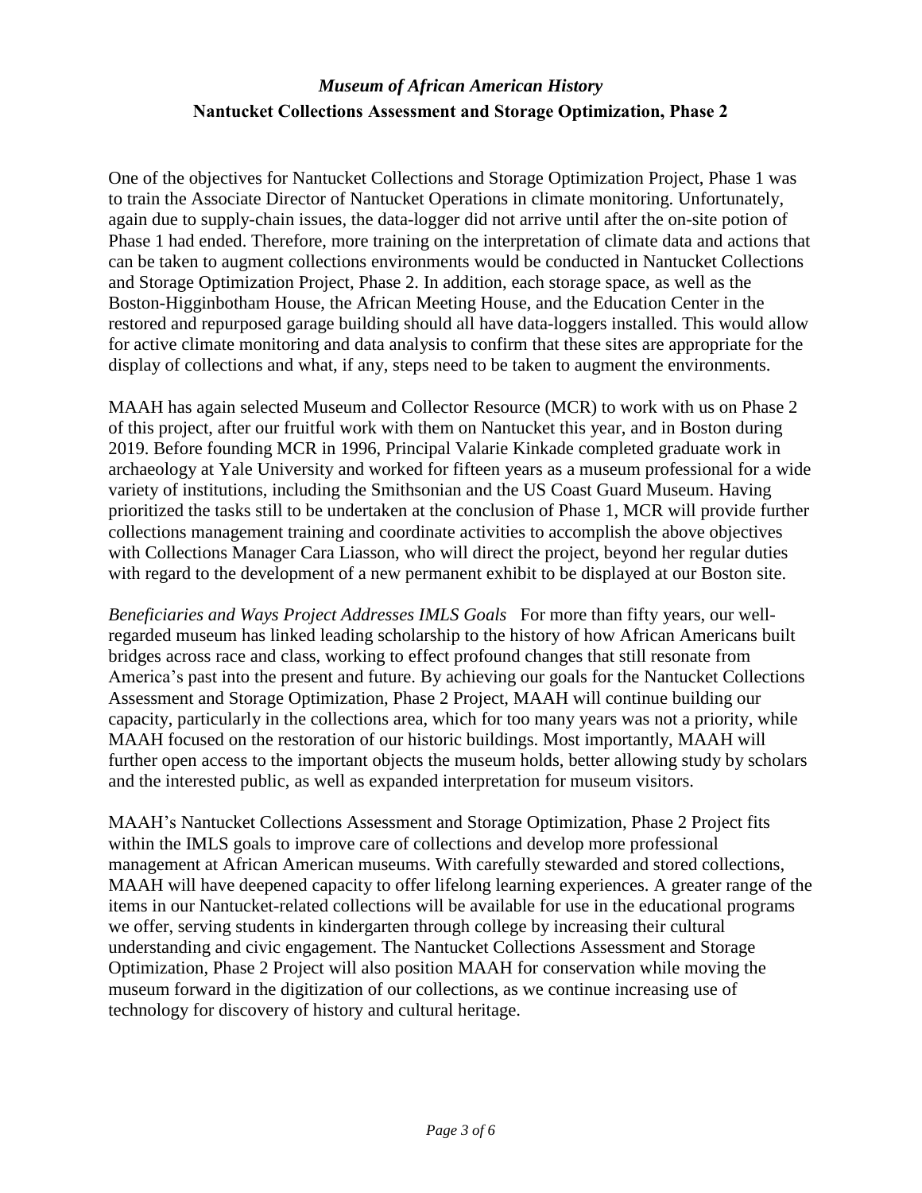*Museum of African American History*

**Nantucket Collections Assessment and Storage Optimization, Phase 2**

One of the objectives for Nantucket Collections and Storage Optimization Project, Phase 1 was to train the Associate Director of Nantucket Operations in climate monitoring. Unfortunately, again due to supply-chain issues, the data-logger did not arrive until after the on-site potion of Phase 1 had ended. Therefore, more training on the interpretation of climate data and actions that can be taken to augment collections environments would be conducted in Nantucket Collections and Storage Optimization Project, Phase 2. In addition, each storage space, as well as the Boston-Higginbotham House, the African Meeting House, and the Education Center in the restored and repurposed garage building should all have data-loggers installed. This would allow for active climate monitoring and data analysis to confirm that these sites are appropriate for the display of collections and what, if any, steps need to be taken to augment the environments.

MAAH has again selected Museum and Collector Resource (MCR) to work with us on Phase 2 of this project, after our fruitful work with them on Nantucket this year, and in Boston during 2019. Before founding MCR in 1996, Principal Valarie Kinkade completed graduate work in archaeology at Yale University and worked for fifteen years as a museum professional for a wide variety of institutions, including the Smithsonian and the US Coast Guard Museum. Having prioritized the tasks still to be undertaken at the conclusion of Phase 1, MCR will provide further collections management training and coordinate activities to accomplish the above objectives with Collections Manager Cara Liasson, who will direct the project, beyond her regular duties with regard to the development of a new permanent exhibit to be displayed at our Boston site.

*Beneficiaries and Ways Project Addresses IMLS Goals* For more than fifty years, our well-regarded museum has linked leading scholarship to the history of how African Americans built bridges across race and class, working to effect profound changes that still resonate from America's past into the present and future. By achieving our goals for the Nantucket Collections Assessment and Storage Optimization, Phase 2 Project, MAAH will continue building our capacity, particularly in the collections area, which for too many years was not a priority, while MAAH focused on the restoration of our historic buildings. Most importantly, MAAH will further open access to the important objects the museum holds, better allowing study by scholars and the interested public, as well as expanded interpretation for museum visitors.

MAAH's Nantucket Collections Assessment and Storage Optimization, Phase 2 Project fits within the IMLS goals to improve care of collections and develop more professional management at African American museums. With carefully stewarded and stored collections, MAAH will have deepened capacity to offer lifelong learning experiences. A greater range of the items in our Nantucket-related collections will be available for use in the educational programs we offer, serving students in kindergarten through college by increasing their cultural understanding and civic engagement. The Nantucket Collections Assessment and Storage Optimization, Phase 2 Project will also position MAAH for conservation while moving the museum forward in the digitization of our collections, as we continue increasing use of technology for discovery of history and cultural heritage.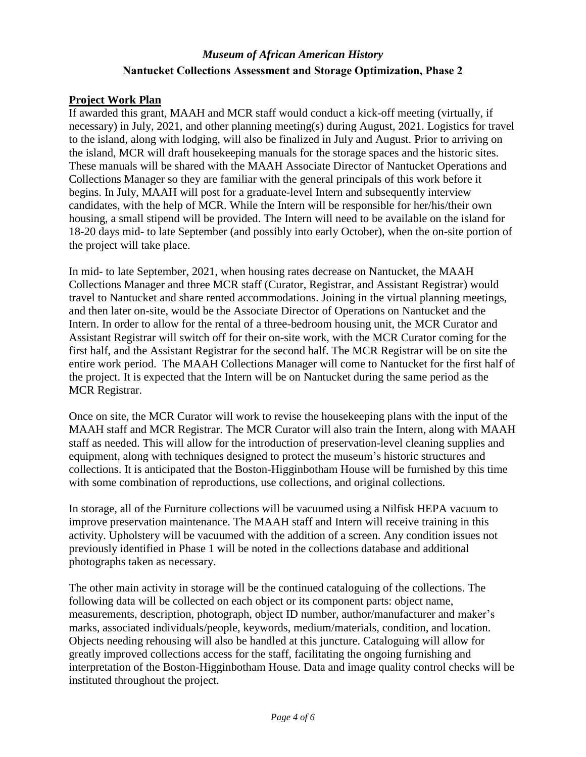## *Museum of African American History*

## Nantucket Collections Assessment and Storage Optimization, Phase 2

### Project Work Plan

If awarded this grant, MAAH and MCR staff would conduct a kick-off meeting (virtually, if necessary) in July, 2021, and other planning meeting(s) during August, 2021. Logistics for travel to the island, along with lodging, will also be finalized in July and August. Prior to arriving on the island, MCR will draft housekeeping manuals for the storage spaces and the historic sites. These manuals will be shared with the MAAH Associate Director of Nantucket Operations and Collections Manager so they are familiar with the general principals of this work before it begins. In July, MAAH will post for a graduate-level Intern and subsequently interview candidates, with the help of MCR. While the Intern will be responsible for her/his/their own housing, a small stipend will be provided. The Intern will need to be available on the island for 18-20 days mid- to late September (and possibly into early October), when the on-site portion of the project will take place.

In mid- to late September, 2021, when housing rates decrease on Nantucket, the MAAH Collections Manager and three MCR staff (Curator, Registrar, and Assistant Registrar) would travel to Nantucket and share rented accommodations. Joining in the virtual planning meetings, and then later on-site, would be the Associate Director of Operations on Nantucket and the Intern. In order to allow for the rental of a three-bedroom housing unit, the MCR Curator and Assistant Registrar will switch off for their on-site work, with the MCR Curator coming for the first half, and the Assistant Registrar for the second half. The MCR Registrar will be on site the entire work period. The MAAH Collections Manager will come to Nantucket for the first half of the project. It is expected that the Intern will be on Nantucket during the same period as the MCR Registrar.

Once on site, the MCR Curator will work to revise the housekeeping plans with the input of the MAAH staff and MCR Registrar. The MCR Curator will also train the Intern, along with MAAH staff as needed. This will allow for the introduction of preservation-level cleaning supplies and equipment, along with techniques designed to protect the museum's historic structures and collections. It is anticipated that the Boston-Higginbotham House will be furnished by this time with some combination of reproductions, use collections, and original collections.

In storage, all of the Furniture collections will be vacuumed using a Nilfisk HEPA vacuum to improve preservation maintenance. The MAAH staff and Intern will receive training in this activity. Upholstery will be vacuumed with the addition of a screen. Any condition issues not previously identified in Phase 1 will be noted in the collections database and additional photographs taken as necessary.

The other main activity in storage will be the continued cataloguing of the collections. The following data will be collected on each object or its component parts: object name, measurements, description, photograph, object ID number, author/manufacturer and maker's marks, associated individuals/people, keywords, medium/materials, condition, and location. Objects needing rehousing will also be handled at this juncture. Cataloguing will allow for greatly improved collections access for the staff, facilitating the ongoing furnishing and interpretation of the Boston-Higginbotham House. Data and image quality control checks will be instituted throughout the project.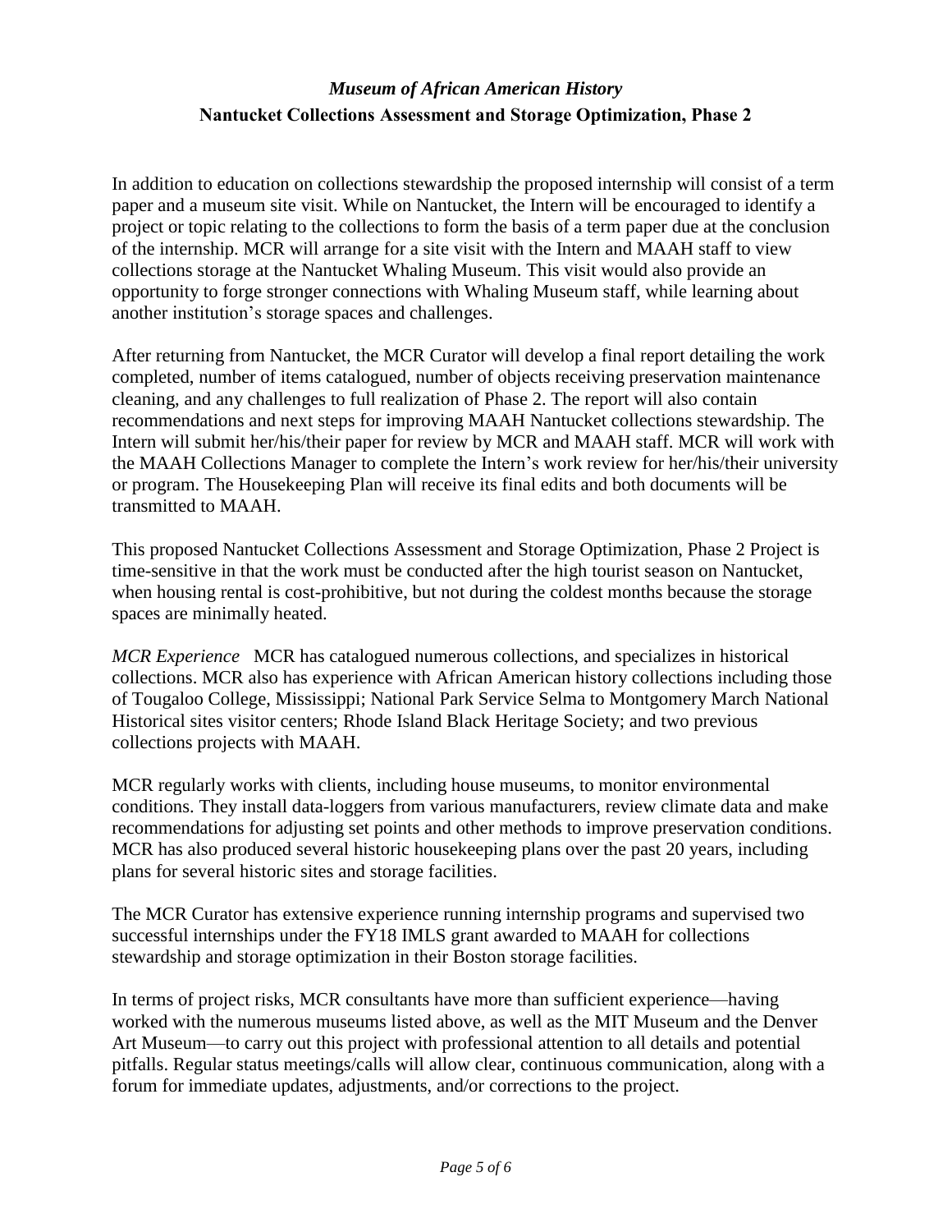In addition to education on collections stewardship the proposed internship will consist of a term paper and a museum site visit. While on Nantucket, the Intern will be encouraged to identify a project or topic relating to the collections to form the basis of a term paper due at the conclusion of the internship. MCR will arrange for a site visit with the Intern and MAAH staff to view collections storage at the Nantucket Whaling Museum. This visit would also provide an opportunity to forge stronger connections with Whaling Museum staff, while learning about another institution's storage spaces and challenges.

After returning from Nantucket, the MCR Curator will develop a final report detailing the work completed, number of items catalogued, number of objects receiving preservation maintenance cleaning, and any challenges to full realization of Phase 2. The report will also contain recommendations and next steps for improving MAAH Nantucket collections stewardship. The Intern will submit her/his/their paper for review by MCR and MAAH staff. MCR will work with the MAAH Collections Manager to complete the Intern's work review for her/his/their university or program. The Housekeeping Plan will receive its final edits and both documents will be transmitted to MAAH.

This proposed Nantucket Collections Assessment and Storage Optimization, Phase 2 Project is time-sensitive in that the work must be conducted after the high tourist season on Nantucket, when housing rental is cost-prohibitive, but not during the coldest months because the storage spaces are minimally heated.

*MCR Experience* MCR has catalogued numerous collections, and specializes in historical collections. MCR also has experience with African American history collections including those of Tougaloo College, Mississippi; National Park Service Selma to Montgomery March National Historical sites visitor centers; Rhode Island Black Heritage Society; and two previous collections projects with MAAH.

MCR regularly works with clients, including house museums, to monitor environmental conditions. They install data-loggers from various manufacturers, review climate data and make recommendations for adjusting set points and other methods to improve preservation conditions. MCR has also produced several historic housekeeping plans over the past 20 years, including plans for several historic sites and storage facilities.

The MCR Curator has extensive experience running internship programs and supervised two successful internships under the FY18 IMLS grant awarded to MAAH for collections stewardship and storage optimization in their Boston storage facilities.

In terms of project risks, MCR consultants have more than sufficient experience—having worked with the numerous museums listed above, as well as the MIT Museum and the Denver Art Museum—to carry out this project with professional attention to all details and potential pitfalls. Regular status meetings/calls will allow clear, continuous communication, along with a forum for immediate updates, adjustments, and/or corrections to the project.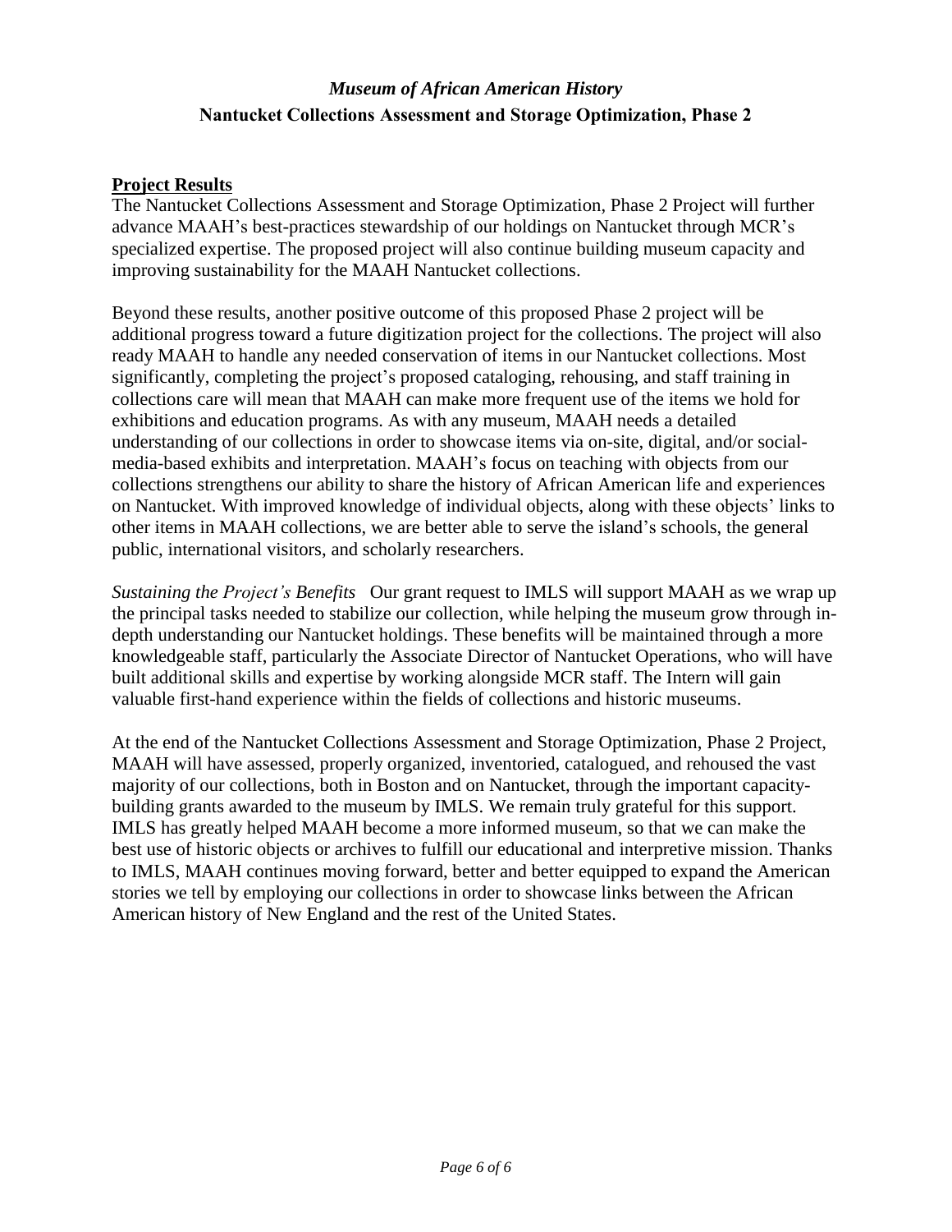*Museum of African American History*

**Nantucket Collections Assessment and Storage Optimization, Phase 2**

## Project Results

The Nantucket Collections Assessment and Storage Optimization, Phase 2 Project will further advance MAAH's best-practices stewardship of our holdings on Nantucket through MCR's specialized expertise. The proposed project will also continue building museum capacity and improving sustainability for the MAAH Nantucket collections.

Beyond these results, another positive outcome of this proposed Phase 2 project will be additional progress toward a future digitization project for the collections. The project will also ready MAAH to handle any needed conservation of items in our Nantucket collections. Most significantly, completing the project's proposed cataloging, rehousing, and staff training in collections care will mean that MAAH can make more frequent use of the items we hold for exhibitions and education programs. As with any museum, MAAH needs a detailed understanding of our collections in order to showcase items via on-site, digital, and/or social-media-based exhibits and interpretation. MAAH's focus on teaching with objects from our collections strengthens our ability to share the history of African American life and experiences on Nantucket. With improved knowledge of individual objects, along with these objects' links to other items in MAAH collections, we are better able to serve the island's schools, the general public, international visitors, and scholarly researchers.

*Sustaining the Project's Benefits* Our grant request to IMLS will support MAAH as we wrap up the principal tasks needed to stabilize our collection, while helping the museum grow through in-depth understanding our Nantucket holdings. These benefits will be maintained through a more knowledgeable staff, particularly the Associate Director of Nantucket Operations, who will have built additional skills and expertise by working alongside MCR staff. The Intern will gain valuable first-hand experience within the fields of collections and historic museums.

At the end of the Nantucket Collections Assessment and Storage Optimization, Phase 2 Project, MAAH will have assessed, properly organized, inventoried, catalogued, and rehoused the vast majority of our collections, both in Boston and on Nantucket, through the important capacity-building grants awarded to the museum by IMLS. We remain truly grateful for this support. IMLS has greatly helped MAAH become a more informed museum, so that we can make the best use of historic objects or archives to fulfill our educational and interpretive mission. Thanks to IMLS, MAAH continues moving forward, better and better equipped to expand the American stories we tell by employing our collections in order to showcase links between the African American history of New England and the rest of the United States.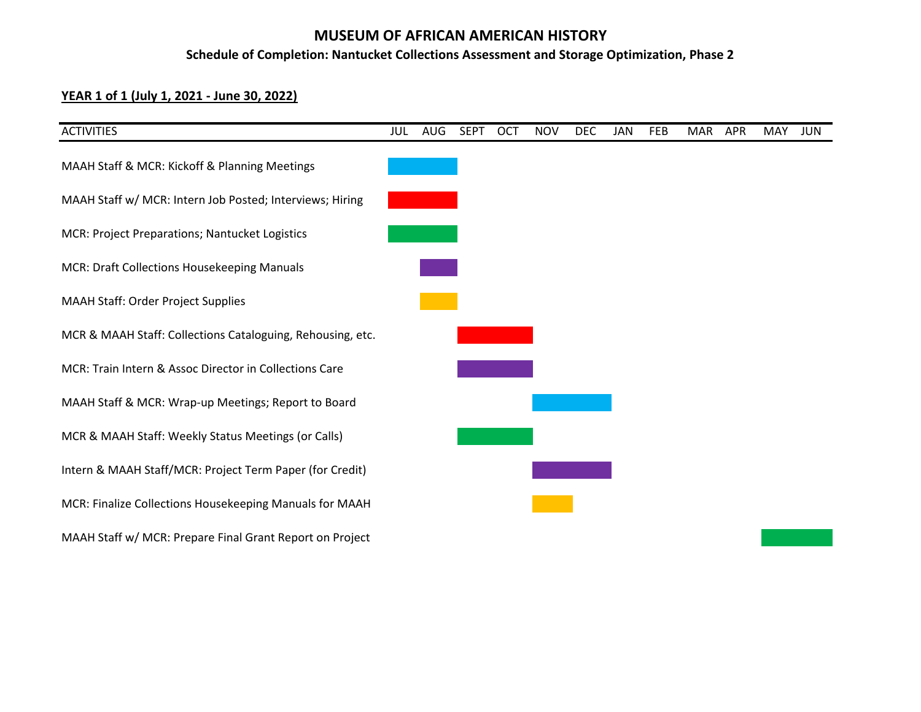# MUSEUM OF AFRICAN AMERICAN HISTORY

**Schedule of Completion: Nantucket Collections Assessment and Storage Optimization, Phase 2**

**YEAR 1 of 1 (July 1, 2021 - June 30, 2022)**

ACTIVITIES

JUL AUG SEPT OCT NOV DEC JAN FEB MAR APR MAY JUN

MAAH Staff & MCR: Kickoff & Planning Meetings

MAAH Staff w/ MCR: Intern Job Posted; Interviews; Hiring

MCR: Project Preparations; Nantucket Logistics

MCR: Draft Collections Housekeeping Manuals

MAAH Staff: Order Project Supplies

MCR & MAAH Staff: Collections Cataloguing, Rehousing, etc.

MCR: Train Intern & Assoc Director in Collections Care

MAAH Staff & MCR: Wrap-up Meetings; Report to Board

MCR & MAAH Staff: Weekly Status Meetings (or Calls)

Intern & MAAH Staff/MCR: Project Term Paper (for Credit)

MCR: Finalize Collections Housekeeping Manuals for MAAH

MAAH Staff w/ MCR: Prepare Final Grant Report on Project